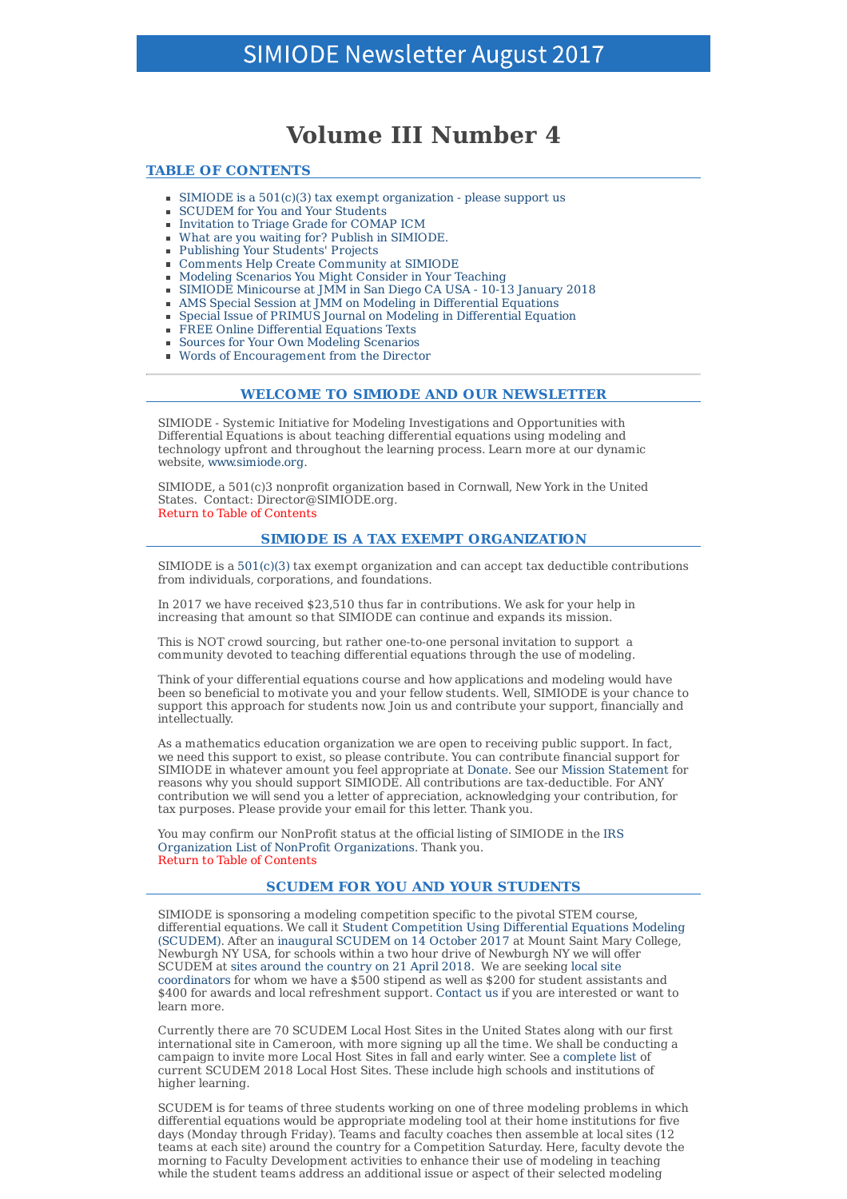# SIMIODE Newsletter August 2017

# Volume III Number 4

## TABLE OF CONTENTS

- SIMIODE is a 501(c)(3) tax exempt organization - please support us
- SCUDEM for You and Your Students
- Invitation to Triage Grade for COMAP ICM
- What are you waiting for? Publish in SIMIODE.
- Publishing Your Students' Projects
- Comments Help Create Community at SIMIODE
- Modeling Scenarios You Might Consider in Your Teaching
- SIMIODE Minicourse at JMM in San Diego CA USA - 10-13 January 2018
- AMS Special Session at JMM on Modeling in Differential Equations
- Special Issue of PRIMUS Journal on Modeling in Differential Equation
- FREE Online Differential Equations Texts
- Sources for Your Own Modeling Scenarios
- Words of Encouragement from the Director

## WELCOME TO SIMIODE AND OUR NEWSLETTER

SIMIODE - Systemic Initiative for Modeling Investigations and Opportunities with Differential Equations is about teaching differential equations using modeling and technology upfront and throughout the learning process. Learn more at our dynamic website, www.simiode.org.

SIMIODE, a 501(c)3 nonprofit organization based in Cornwall, New York in the United States. Contact: Director@SIMIODE.org.

Return to Table of Contents

## SIMIODE IS A TAX EXEMPT ORGANIZATION

SIMIODE is a 501(c)(3) tax exempt organization and can accept tax deductible contributions from individuals, corporations, and foundations.

In 2017 we have received $23,510 thus far in contributions. We ask for your help in increasing that amount so that SIMIODE can continue and expands its mission.

This is NOT crowd sourcing, but rather one-to-one personal invitation to support a community devoted to teaching differential equations through the use of modeling.

Think of your differential equations course and how applications and modeling would have been so beneficial to motivate you and your fellow students. Well, SIMIODE is your chance to support this approach for students now. Join us and contribute your support, financially and intellectually.

As a mathematics education organization we are open to receiving public support. In fact, we need this support to exist, so please contribute. You can contribute financial support for SIMIODE in whatever amount you feel appropriate at Donate. See our Mission Statement for reasons why you should support SIMIODE. All contributions are tax-deductible. For ANY contribution we will send you a letter of appreciation, acknowledging your contribution, for tax purposes. Please provide your email for this letter. Thank you.

You may confirm our NonProfit status at the official listing of SIMIODE in the IRS Organization List of NonProfit Organizations. Thank you.

Return to Table of Contents

## SCUDEM FOR YOU AND YOUR STUDENTS

SIMIODE is sponsoring a modeling competition specific to the pivotal STEM course, differential equations. We call it Student Competition Using Differential Equations Modeling (SCUDEM). After an inaugural SCUDEM on 14 October 2017 at Mount Saint Mary College, Newburgh NY USA, for schools within a two hour drive of Newburgh NY we will offer SCUDEM at sites around the country on 21 April 2018. We are seeking local site coordinators for whom we have a $500 stipend as well as $200 for student assistants and $400 for awards and local refreshment support. Contact us if you are interested or want to learn more.

Currently there are 70 SCUDEM Local Host Sites in the United States along with our first international site in Cameroon, with more signing up all the time. We shall be conducting a campaign to invite more Local Host Sites in fall and early winter. See a complete list of current SCUDEM 2018 Local Host Sites. These include high schools and institutions of higher learning.

SCUDEM is for teams of three students working on one of three modeling problems in which differential equations would be appropriate modeling tool at their home institutions for five days (Monday through Friday). Teams and faculty coaches then assemble at local sites (12 teams at each site) around the country for a Competition Saturday. Here, faculty devote the morning to Faculty Development activities to enhance their use of modeling in teaching while the student teams address an additional issue or aspect of their selected modeling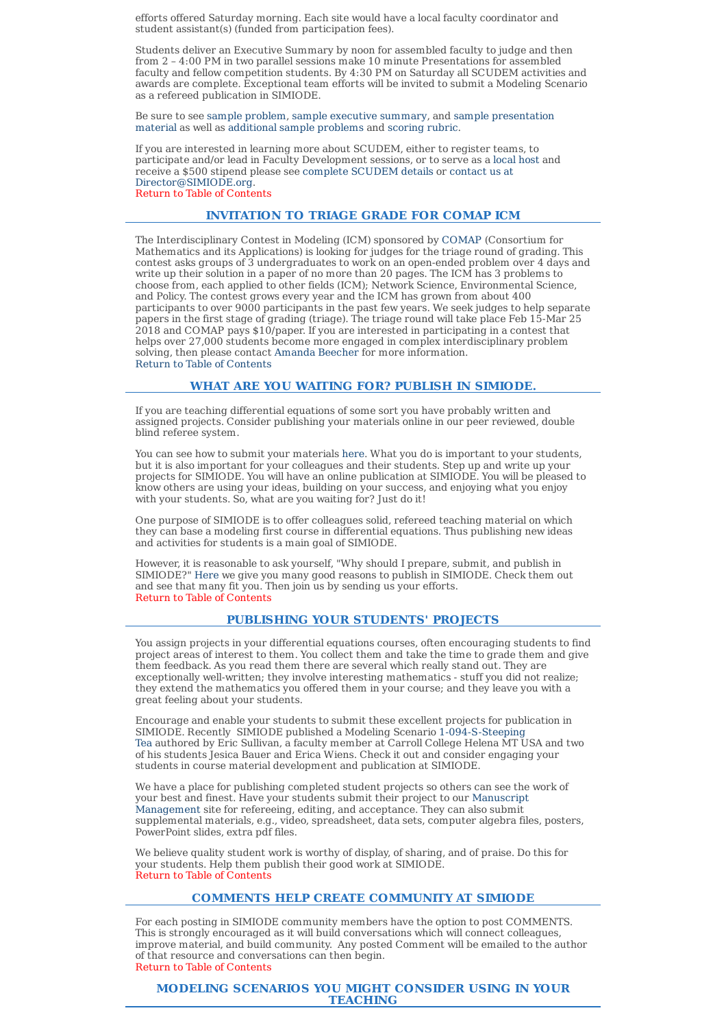efforts offered Saturday morning. Each site would have a local faculty coordinator and student assistant(s) (funded from participation fees).

Students deliver an Executive Summary by noon for assembled faculty to judge and then from 2 – 4:00 PM in two parallel sessions make 10 minute Presentations for assembled faculty and fellow competition students. By 4:30 PM on Saturday all SCUDEM activities and awards are complete. Exceptional team efforts will be invited to submit a Modeling Scenario as a refereed publication in SIMIODE.

Be sure to see sample problem, sample executive summary, and sample presentation material as well as additional sample problems and scoring rubric.

If you are interested in learning more about SCUDEM, either to register teams, to participate and/or lead in Faculty Development sessions, or to serve as a local host and receive a $500 stipend please see complete SCUDEM details or contact us at Director@SIMIODE.org.
Return to Table of Contents

## INVITATION TO TRIAGE GRADE FOR COMAP ICM

The Interdisciplinary Contest in Modeling (ICM) sponsored by COMAP (Consortium for Mathematics and its Applications) is looking for judges for the triage round of grading. This contest asks groups of 3 undergraduates to work on an open-ended problem over 4 days and write up their solution in a paper of no more than 20 pages. The ICM has 3 problems to choose from, each applied to other fields (ICM); Network Science, Environmental Science, and Policy. The contest grows every year and the ICM has grown from about 400 participants to over 9000 participants in the past few years. We seek judges to help separate papers in the first stage of grading (triage). The triage round will take place Feb 15-Mar 25 2018 and COMAP pays $10/paper. If you are interested in participating in a contest that helps over 27,000 students become more engaged in complex interdisciplinary problem solving, then please contact Amanda Beecher for more information.
Return to Table of Contents

## WHAT ARE YOU WAITING FOR? PUBLISH IN SIMIODE.

If you are teaching differential equations of some sort you have probably written and assigned projects. Consider publishing your materials online in our peer reviewed, double blind referee system.

You can see how to submit your materials here. What you do is important to your students, but it is also important for your colleagues and their students. Step up and write up your projects for SIMIODE. You will have an online publication at SIMIODE. You will be pleased to know others are using your ideas, building on your success, and enjoying what you enjoy with your students. So, what are you waiting for? Just do it!

One purpose of SIMIODE is to offer colleagues solid, refereed teaching material on which they can base a modeling first course in differential equations. Thus publishing new ideas and activities for students is a main goal of SIMIODE.

However, it is reasonable to ask yourself, "Why should I prepare, submit, and publish in SIMIODE?" Here we give you many good reasons to publish in SIMIODE. Check them out and see that many fit you. Then join us by sending us your efforts.
Return to Table of Contents

## PUBLISHING YOUR STUDENTS' PROJECTS

You assign projects in your differential equations courses, often encouraging students to find project areas of interest to them. You collect them and take the time to grade them and give them feedback. As you read them there are several which really stand out. They are exceptionally well-written; they involve interesting mathematics - stuff you did not realize; they extend the mathematics you offered them in your course; and they leave you with a great feeling about your students.

Encourage and enable your students to submit these excellent projects for publication in SIMIODE. Recently SIMIODE published a Modeling Scenario 1-094-S-Steeping Tea authored by Eric Sullivan, a faculty member at Carroll College Helena MT USA and two of his students Jesica Bauer and Erica Wiens. Check it out and consider engaging your students in course material development and publication at SIMIODE.

We have a place for publishing completed student projects so others can see the work of your best and finest. Have your students submit their project to our Manuscript Management site for refereeing, editing, and acceptance. They can also submit supplemental materials, e.g., video, spreadsheet, data sets, computer algebra files, posters, PowerPoint slides, extra pdf files.

We believe quality student work is worthy of display, of sharing, and of praise. Do this for your students. Help them publish their good work at SIMIODE.
Return to Table of Contents

## COMMENTS HELP CREATE COMMUNITY AT SIMIODE

For each posting in SIMIODE community members have the option to post COMMENTS. This is strongly encouraged as it will build conversations which will connect colleagues, improve material, and build community. Any posted Comment will be emailed to the author of that resource and conversations can then begin.
Return to Table of Contents

## MODELING SCENARIOS YOU MIGHT CONSIDER USING IN YOUR TEACHING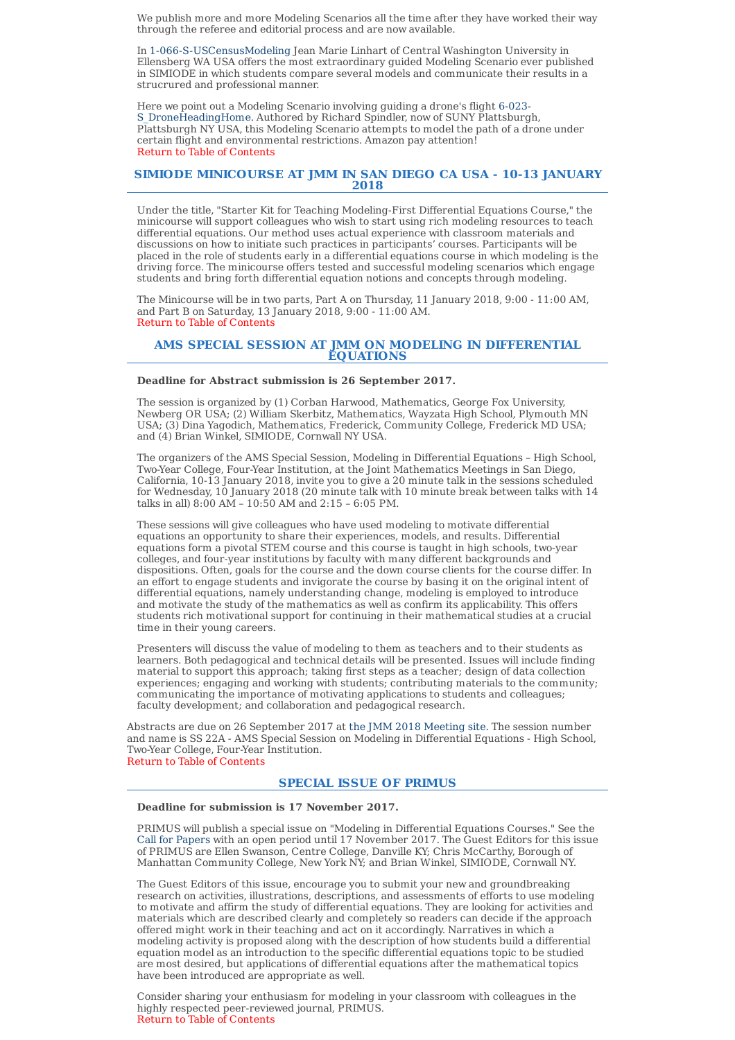We publish more and more Modeling Scenarios all the time after they have worked their way through the referee and editorial process and are now available.

In 1-066-S-USCensusModeling Jean Marie Linhart of Central Washington University in Ellensberg WA USA offers the most extraordinary guided Modeling Scenario ever published in SIMIODE in which students compare several models and communicate their results in a strucrured and professional manner.

Here we point out a Modeling Scenario involving guiding a drone's flight 6-023-S_DroneHeadingHome. Authored by Richard Spindler, now of SUNY Plattsburgh, Plattsburgh NY USA, this Modeling Scenario attempts to model the path of a drone under certain flight and environmental restrictions. Amazon pay attention!

Return to Table of Contents

## SIMIODE MINICOURSE AT JMM IN SAN DIEGO CA USA - 10-13 JANUARY 2018

Under the title, "Starter Kit for Teaching Modeling-First Differential Equations Course," the minicourse will support colleagues who wish to start using rich modeling resources to teach differential equations. Our method uses actual experience with classroom materials and discussions on how to initiate such practices in participants' courses. Participants will be placed in the role of students early in a differential equations course in which modeling is the driving force. The minicourse offers tested and successful modeling scenarios which engage students and bring forth differential equation notions and concepts through modeling.

The Minicourse will be in two parts, Part A on Thursday, 11 January 2018, 9:00 - 11:00 AM, and Part B on Saturday, 13 January 2018, 9:00 - 11:00 AM.

Return to Table of Contents

## AMS SPECIAL SESSION AT JMM ON MODELING IN DIFFERENTIAL EQUATIONS

**Deadline for Abstract submission is 26 September 2017.**

The session is organized by (1) Corban Harwood, Mathematics, George Fox University, Newberg OR USA; (2) William Skerbitz, Mathematics, Wayzata High School, Plymouth MN USA; (3) Dina Yagodich, Mathematics, Frederick, Community College, Frederick MD USA; and (4) Brian Winkel, SIMIODE, Cornwall NY USA.

The organizers of the AMS Special Session, Modeling in Differential Equations – High School, Two-Year College, Four-Year Institution, at the Joint Mathematics Meetings in San Diego, California, 10-13 January 2018, invite you to give a 20 minute talk in the sessions scheduled for Wednesday, 10 January 2018 (20 minute talk with 10 minute break between talks with 14 talks in all) 8:00 AM – 10:50 AM and 2:15 – 6:05 PM.

These sessions will give colleagues who have used modeling to motivate differential equations an opportunity to share their experiences, models, and results. Differential equations form a pivotal STEM course and this course is taught in high schools, two-year colleges, and four-year institutions by faculty with many different backgrounds and dispositions. Often, goals for the course and the down course clients for the course differ. In an effort to engage students and invigorate the course by basing it on the original intent of differential equations, namely understanding change, modeling is employed to introduce and motivate the study of the mathematics as well as confirm its applicability. This offers students rich motivational support for continuing in their mathematical studies at a crucial time in their young careers.

Presenters will discuss the value of modeling to them as teachers and to their students as learners. Both pedagogical and technical details will be presented. Issues will include finding material to support this approach; taking first steps as a teacher; design of data collection experiences; engaging and working with students; contributing materials to the community; communicating the importance of motivating applications to students and colleagues; faculty development; and collaboration and pedagogical research.

Abstracts are due on 26 September 2017 at the JMM 2018 Meeting site. The session number and name is SS 22A - AMS Special Session on Modeling in Differential Equations - High School, Two-Year College, Four-Year Institution.

Return to Table of Contents

## SPECIAL ISSUE OF PRIMUS

**Deadline for submission is 17 November 2017.**

PRIMUS will publish a special issue on "Modeling in Differential Equations Courses." See the Call for Papers with an open period until 17 November 2017. The Guest Editors for this issue of PRIMUS are Ellen Swanson, Centre College, Danville KY; Chris McCarthy, Borough of Manhattan Community College, New York NY; and Brian Winkel, SIMIODE, Cornwall NY.

The Guest Editors of this issue, encourage you to submit your new and groundbreaking research on activities, illustrations, descriptions, and assessments of efforts to use modeling to motivate and affirm the study of differential equations. They are looking for activities and materials which are described clearly and completely so readers can decide if the approach offered might work in their teaching and act on it accordingly. Narratives in which a modeling activity is proposed along with the description of how students build a differential equation model as an introduction to the specific differential equations topic to be studied are most desired, but applications of differential equations after the mathematical topics have been introduced are appropriate as well.

Consider sharing your enthusiasm for modeling in your classroom with colleagues in the highly respected peer-reviewed journal, PRIMUS.

Return to Table of Contents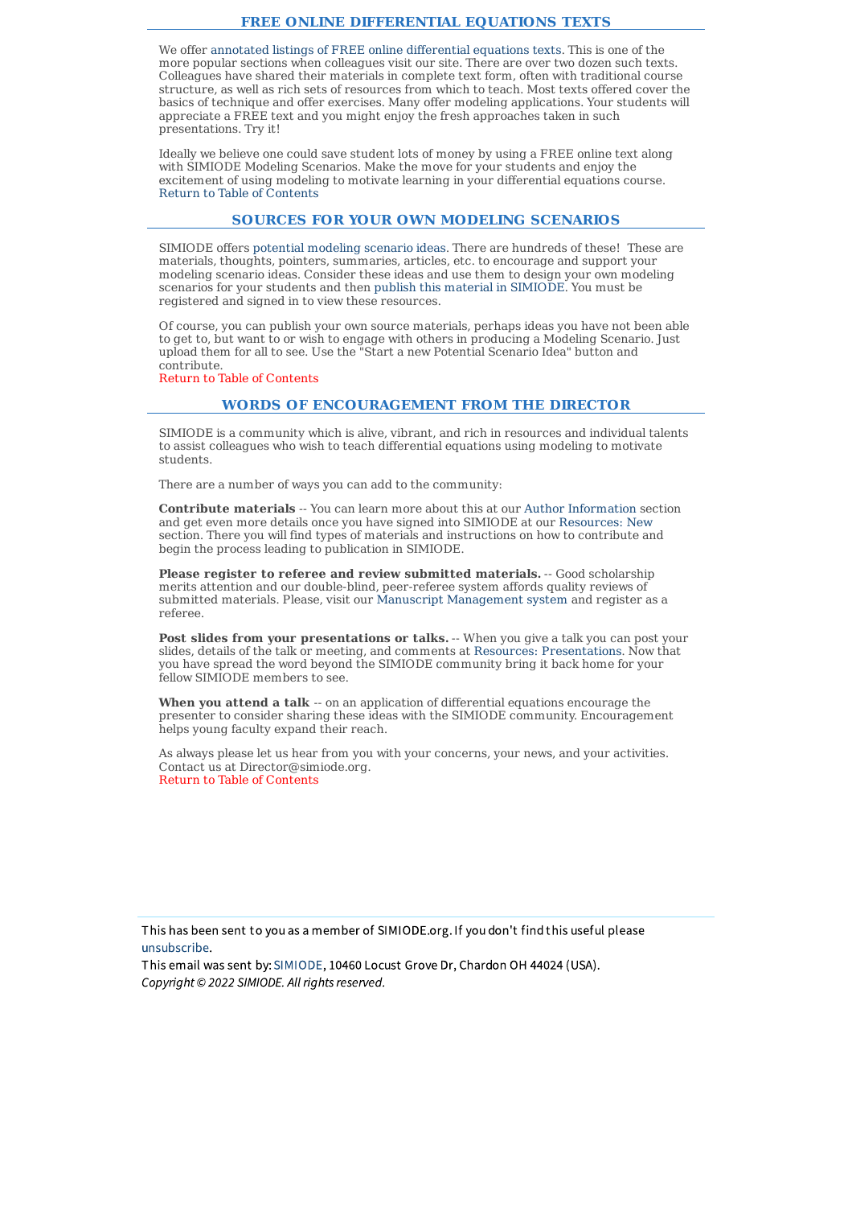## FREE ONLINE DIFFERENTIAL EQUATIONS TEXTS

We offer annotated listings of FREE online differential equations texts. This is one of the more popular sections when colleagues visit our site. There are over two dozen such texts. Colleagues have shared their materials in complete text form, often with traditional course structure, as well as rich sets of resources from which to teach. Most texts offered cover the basics of technique and offer exercises. Many offer modeling applications. Your students will appreciate a FREE text and you might enjoy the fresh approaches taken in such presentations. Try it!

Ideally we believe one could save student lots of money by using a FREE online text along with SIMIODE Modeling Scenarios. Make the move for your students and enjoy the excitement of using modeling to motivate learning in your differential equations course.
Return to Table of Contents

## SOURCES FOR YOUR OWN MODELING SCENARIOS

SIMIODE offers potential modeling scenario ideas. There are hundreds of these! These are materials, thoughts, pointers, summaries, articles, etc. to encourage and support your modeling scenario ideas. Consider these ideas and use them to design your own modeling scenarios for your students and then publish this material in SIMIODE. You must be registered and signed in to view these resources.

Of course, you can publish your own source materials, perhaps ideas you have not been able to get to, but want to or wish to engage with others in producing a Modeling Scenario. Just upload them for all to see. Use the "Start a new Potential Scenario Idea" button and contribute.
Return to Table of Contents

## WORDS OF ENCOURAGEMENT FROM THE DIRECTOR

SIMIODE is a community which is alive, vibrant, and rich in resources and individual talents to assist colleagues who wish to teach differential equations using modeling to motivate students.

There are a number of ways you can add to the community:

**Contribute materials** -- You can learn more about this at our Author Information section and get even more details once you have signed into SIMIODE at our Resources: New section. There you will find types of materials and instructions on how to contribute and begin the process leading to publication in SIMIODE.

**Please register to referee and review submitted materials.** -- Good scholarship merits attention and our double-blind, peer-referee system affords quality reviews of submitted materials. Please, visit our Manuscript Management system and register as a referee.

**Post slides from your presentations or talks.** -- When you give a talk you can post your slides, details of the talk or meeting, and comments at Resources: Presentations. Now that you have spread the word beyond the SIMIODE community bring it back home for your fellow SIMIODE members to see.

**When you attend a talk** -- on an application of differential equations encourage the presenter to consider sharing these ideas with the SIMIODE community. Encouragement helps young faculty expand their reach.

As always please let us hear from you with your concerns, your news, and your activities. Contact us at Director@simiode.org.
Return to Table of Contents

---

This has been sent to you as a member of SIMIODE.org. If you don't find this useful please unsubscribe.
This email was sent by: SIMIODE, 10460 Locust Grove Dr, Chardon OH 44024 (USA).
*Copyright © 2022 SIMIODE. All rights reserved.*